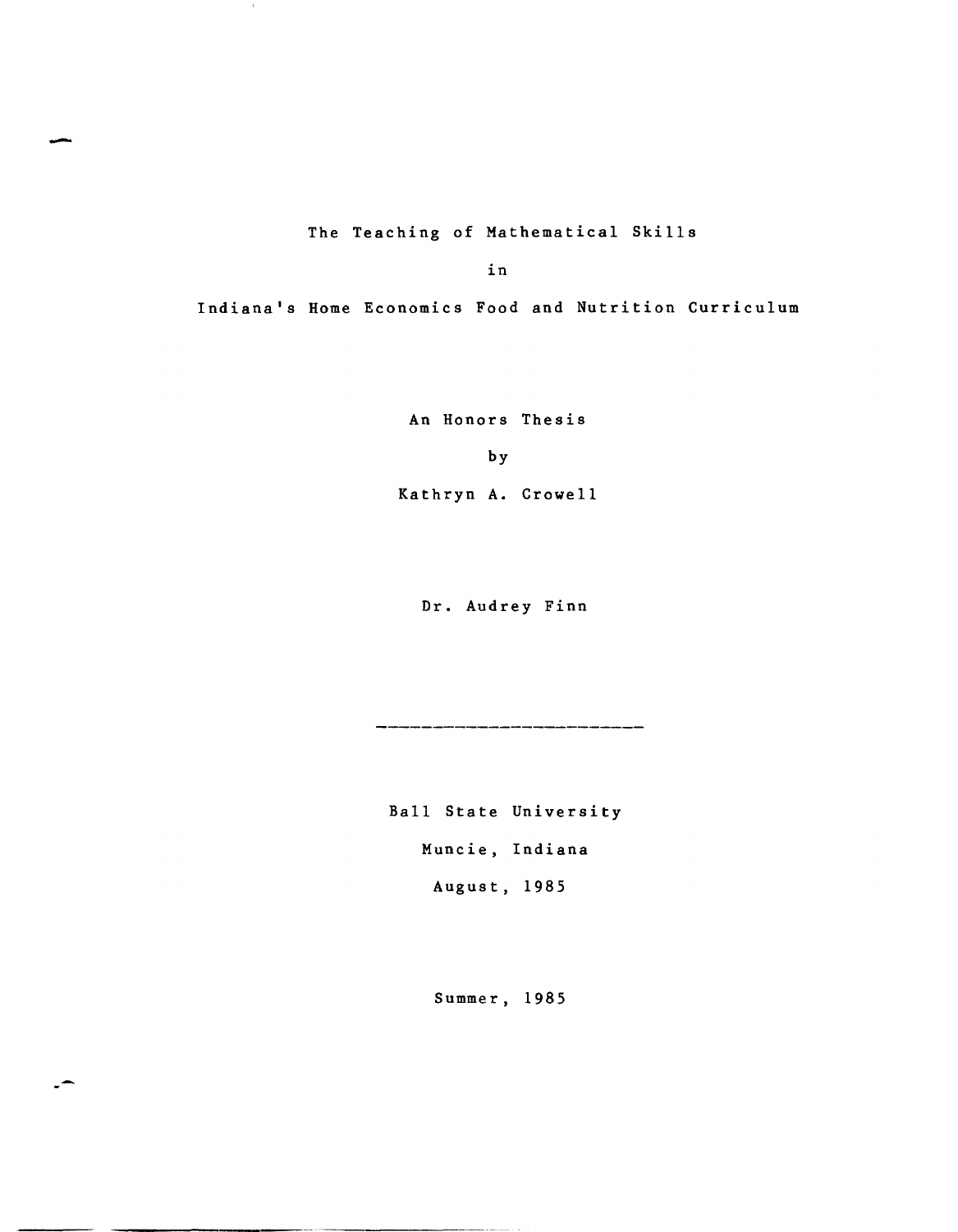# The Teaching of Mathematical Skills

# in

# Indiana's Home Economics Food and Nutrition Curriculum

An Honors Thesis

by

Kathryn A. Crowell

Dr. Audrey Finn

---

Ball State University

Muncie, Indiana

August, 1985

Summer, 1985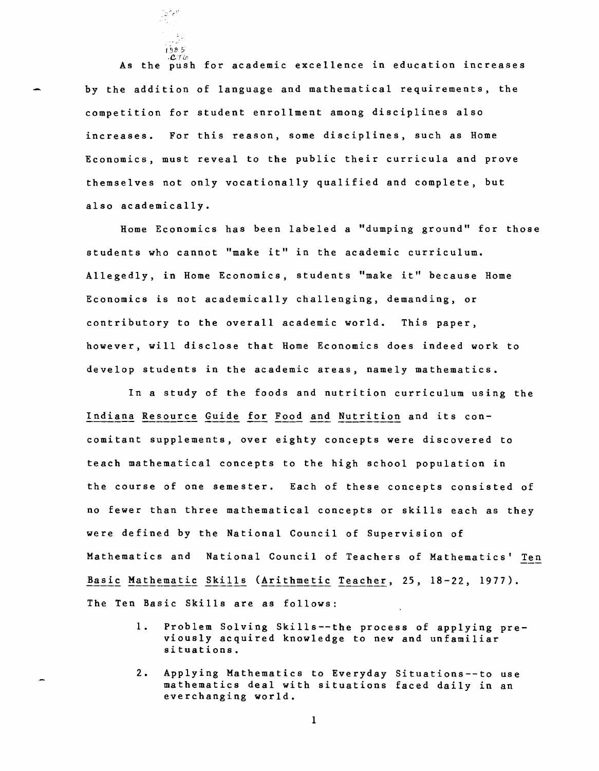As the push for academic excellence in education increases by the addition of language and mathematical requirements, the competition for student enrollment among disciplines also increases. For this reason, some disciplines, such as Home Economics, must reveal to the public their curricula and prove themselves not only vocationally qualified and complete, but also academically.

Home Economics has been labeled a "dumping ground" for those students who cannot "make it" in the academic curriculum. Allegedly, in Home Economics, students "make it" because Home Economics is not academically challenging, demanding, or contributory to the overall academic world. This paper, however, will disclose that Home Economics does indeed work to develop students in the academic areas, namely mathematics.

In a study of the foods and nutrition curriculum using the _Indiana Resource Guide for Food and Nutrition_ and its concomitant supplements, over eighty concepts were discovered to teach mathematical concepts to the high school population in the course of one semester. Each of these concepts consisted of no fewer than three mathematical concepts or skills each as they were defined by the National Council of Supervision of Mathematics and National Council of Teachers of Mathematics' _Ten Basic Mathematic Skills_ (_Arithmetic Teacher_, 25, 18-22, 1977). The Ten Basic Skills are as follows:

1. Problem Solving Skills--the process of applying previously acquired knowledge to new and unfamiliar situations.
2. Applying Mathematics to Everyday Situations--to use mathematics deal with situations faced daily in an everchanging world.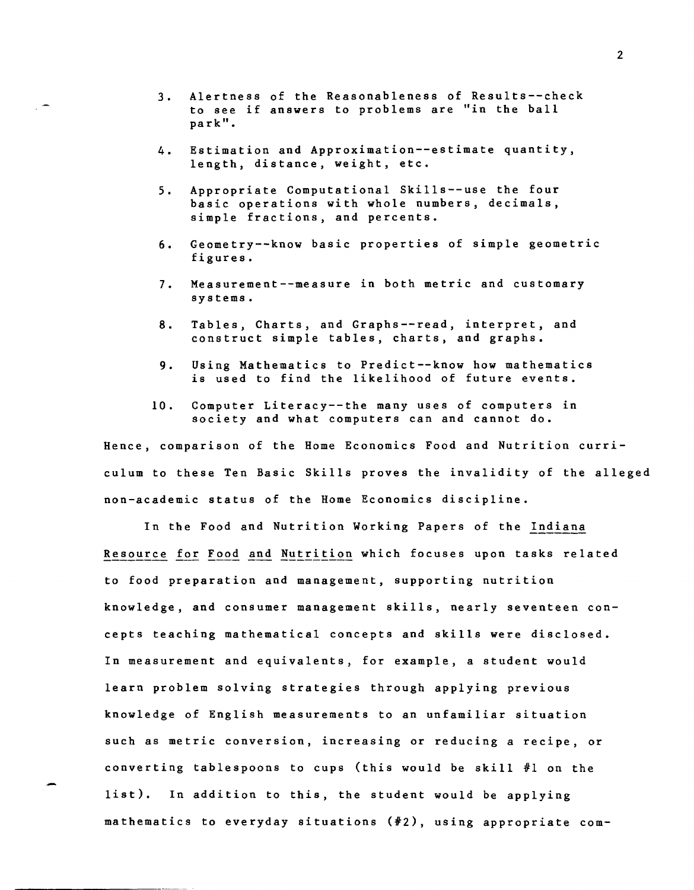3. Alertness of the Reasonableness of Results--check to see if answers to problems are "in the ball park".

4. Estimation and Approximation--estimate quantity, length, distance, weight, etc.

5. Appropriate Computational Skills--use the four basic operations with whole numbers, decimals, simple fractions, and percents.

6. Geometry--know basic properties of simple geometric figures.

7. Measurement--measure in both metric and customary systems.

8. Tables, Charts, and Graphs--read, interpret, and construct simple tables, charts, and graphs.

9. Using Mathematics to Predict--know how mathematics is used to find the likelihood of future events.

10. Computer Literacy--the many uses of computers in society and what computers can and cannot do.

Hence, comparison of the Home Economics Food and Nutrition curriculum to these Ten Basic Skills proves the invalidity of the alleged non-academic status of the Home Economics discipline.

In the Food and Nutrition Working Papers of the Indiana Resource for Food and Nutrition which focuses upon tasks related to food preparation and management, supporting nutrition knowledge, and consumer management skills, nearly seventeen concepts teaching mathematical concepts and skills were disclosed. In measurement and equivalents, for example, a student would learn problem solving strategies through applying previous knowledge of English measurements to an unfamiliar situation such as metric conversion, increasing or reducing a recipe, or converting tablespoons to cups (this would be skill #1 on the list). In addition to this, the student would be applying mathematics to everyday situations (#2), using appropriate com-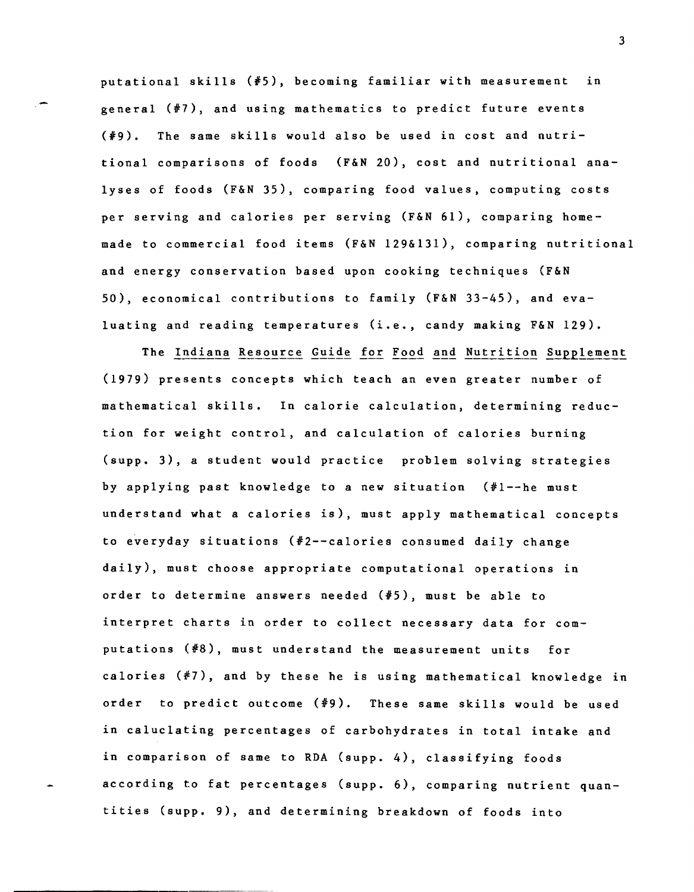putational skills (#5), becoming familiar with measurement in general (#7), and using mathematics to predict future events (#9). The same skills would also be used in cost and nutritional comparisons of foods (F&N 20), cost and nutritional analyses of foods (F&N 35), comparing food values, computing costs per serving and calories per serving (F&N 61), comparing home-made to commercial food items (F&N 129&131), comparing nutritional and energy conservation based upon cooking techniques (F&N 50), economical contributions to family (F&N 33-45), and evaluating and reading temperatures (i.e., candy making F&N 129).

The Indiana Resource Guide for Food and Nutrition Supplement (1979) presents concepts which teach an even greater number of mathematical skills. In calorie calculation, determining reduction for weight control, and calculation of calories burning (supp. 3), a student would practice problem solving strategies by applying past knowledge to a new situation (#1--he must understand what a calories is), must apply mathematical concepts to everyday situations (#2--calories consumed daily change daily), must choose appropriate computational operations in order to determine answers needed (#5), must be able to interpret charts in order to collect necessary data for computations (#8), must understand the measurement units for calories (#7), and by these he is using mathematical knowledge in order to predict outcome (#9). These same skills would be used in caluclating percentages of carbohydrates in total intake and in comparison of same to RDA (supp. 4), classifying foods according to fat percentages (supp. 6), comparing nutrient quantities (supp. 9), and determining breakdown of foods into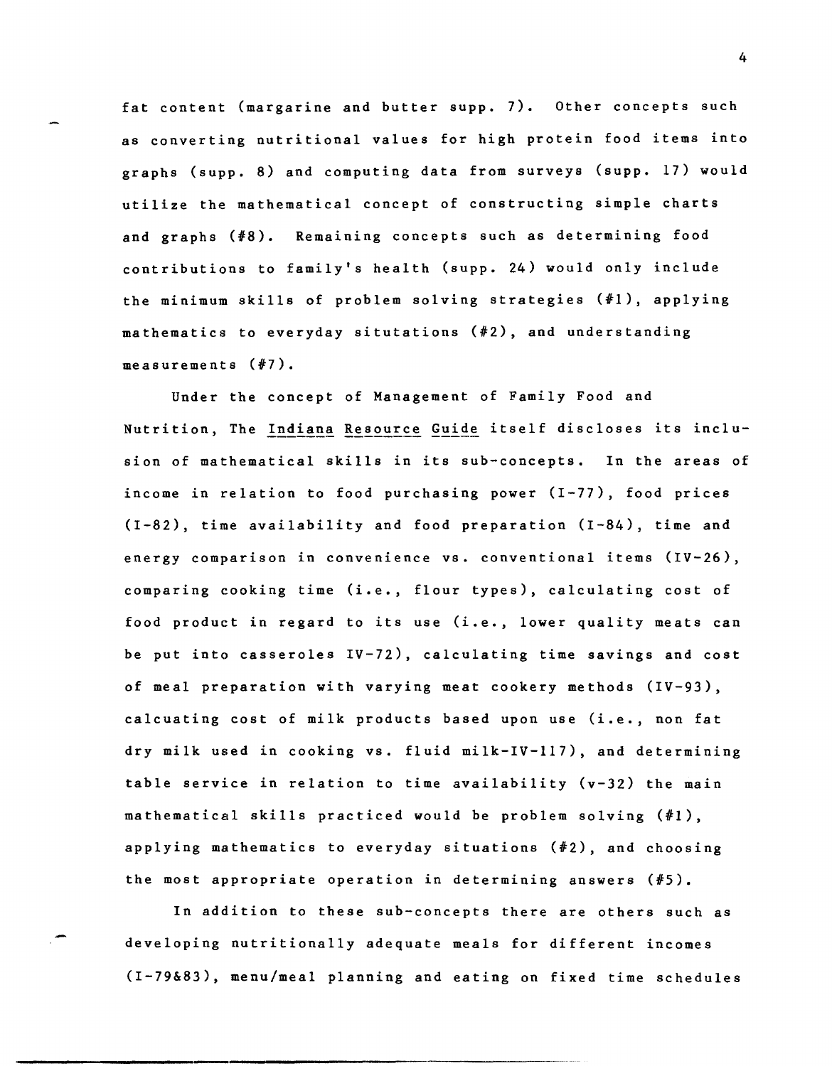fat content (margarine and butter supp. 7). Other concepts such as converting nutritional values for high protein food items into graphs (supp. 8) and computing data from surveys (supp. 17) would utilize the mathematical concept of constructing simple charts and graphs (#8). Remaining concepts such as determining food contributions to family's health (supp. 24) would only include the minimum skills of problem solving strategies (#1), applying mathematics to everyday situtations (#2), and understanding measurements (#7).

Under the concept of Management of Family Food and Nutrition, The Indiana Resource Guide itself discloses its inclusion of mathematical skills in its sub-concepts. In the areas of income in relation to food purchasing power (I-77), food prices (I-82), time availability and food preparation (I-84), time and energy comparison in convenience vs. conventional items (IV-26), comparing cooking time (i.e., flour types), calculating cost of food product in regard to its use (i.e., lower quality meats can be put into casseroles IV-72), calculating time savings and cost of meal preparation with varying meat cookery methods (IV-93), calcuating cost of milk products based upon use (i.e., non fat dry milk used in cooking vs. fluid milk-IV-117), and determining table service in relation to time availability (v-32) the main mathematical skills practiced would be problem solving (#1), applying mathematics to everyday situations (#2), and choosing the most appropriate operation in determining answers (#5).

In addition to these sub-concepts there are others such as developing nutritionally adequate meals for different incomes (I-79&83), menu/meal planning and eating on fixed time schedules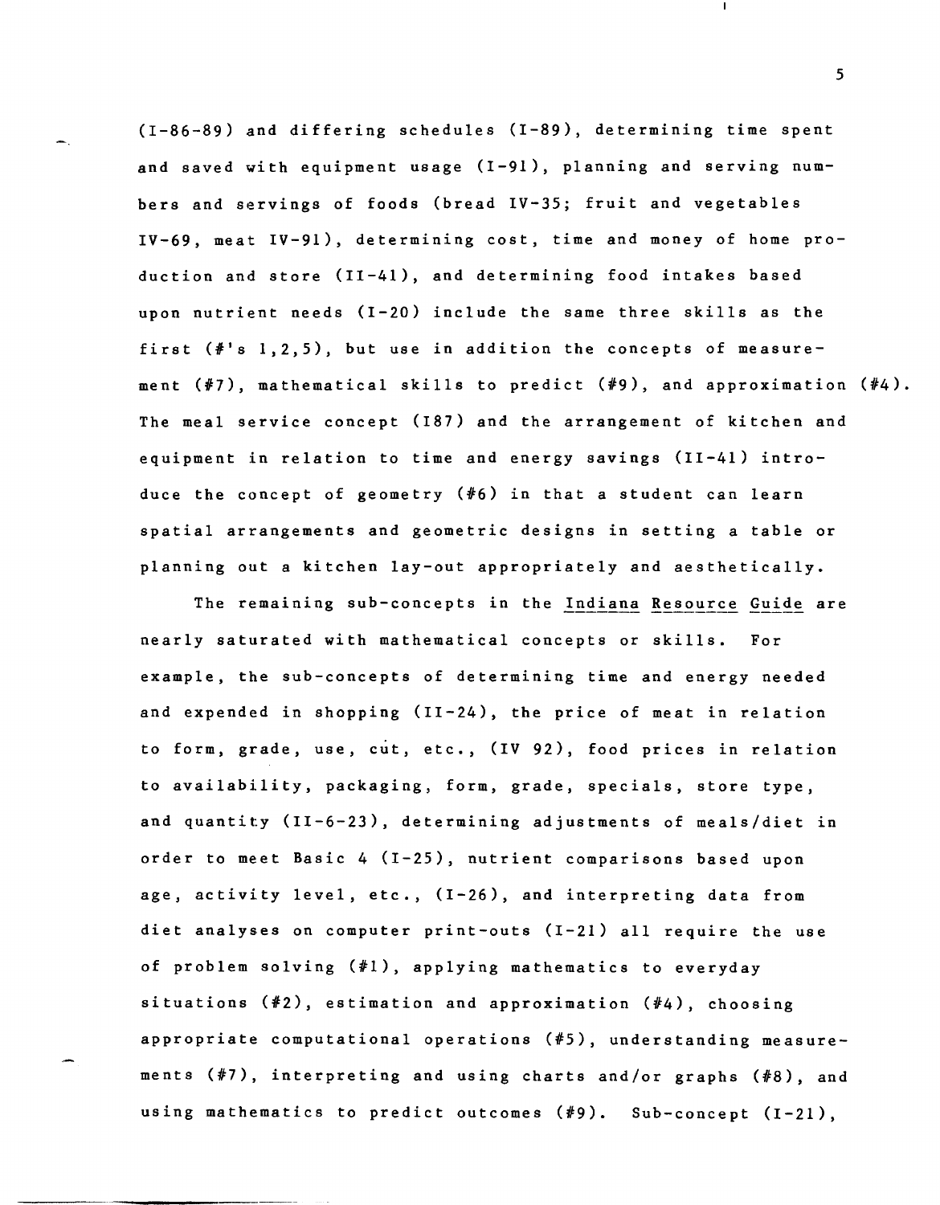(I-86-89) and differing schedules (I-89), determining time spent and saved with equipment usage (I-91), planning and serving numbers and servings of foods (bread IV-35; fruit and vegetables IV-69, meat IV-91), determining cost, time and money of home production and store (II-41), and determining food intakes based upon nutrient needs (I-20) include the same three skills as the first (#'s 1,2,5), but use in addition the concepts of measurement (#7), mathematical skills to predict (#9), and approximation (#4). The meal service concept (I87) and the arrangement of kitchen and equipment in relation to time and energy savings (II-41) introduce the concept of geometry (#6) in that a student can learn spatial arrangements and geometric designs in setting a table or planning out a kitchen lay-out appropriately and aesthetically.

The remaining sub-concepts in the Indiana Resource Guide are nearly saturated with mathematical concepts or skills. For example, the sub-concepts of determining time and energy needed and expended in shopping (II-24), the price of meat in relation to form, grade, use, cut, etc., (IV 92), food prices in relation to availability, packaging, form, grade, specials, store type, and quantity (II-6-23), determining adjustments of meals/diet in order to meet Basic 4 (I-25), nutrient comparisons based upon age, activity level, etc., (I-26), and interpreting data from diet analyses on computer print-outs (I-21) all require the use of problem solving (#1), applying mathematics to everyday situations (#2), estimation and approximation (#4), choosing appropriate computational operations (#5), understanding measurements (#7), interpreting and using charts and/or graphs (#8), and using mathematics to predict outcomes (#9). Sub-concept (I-21),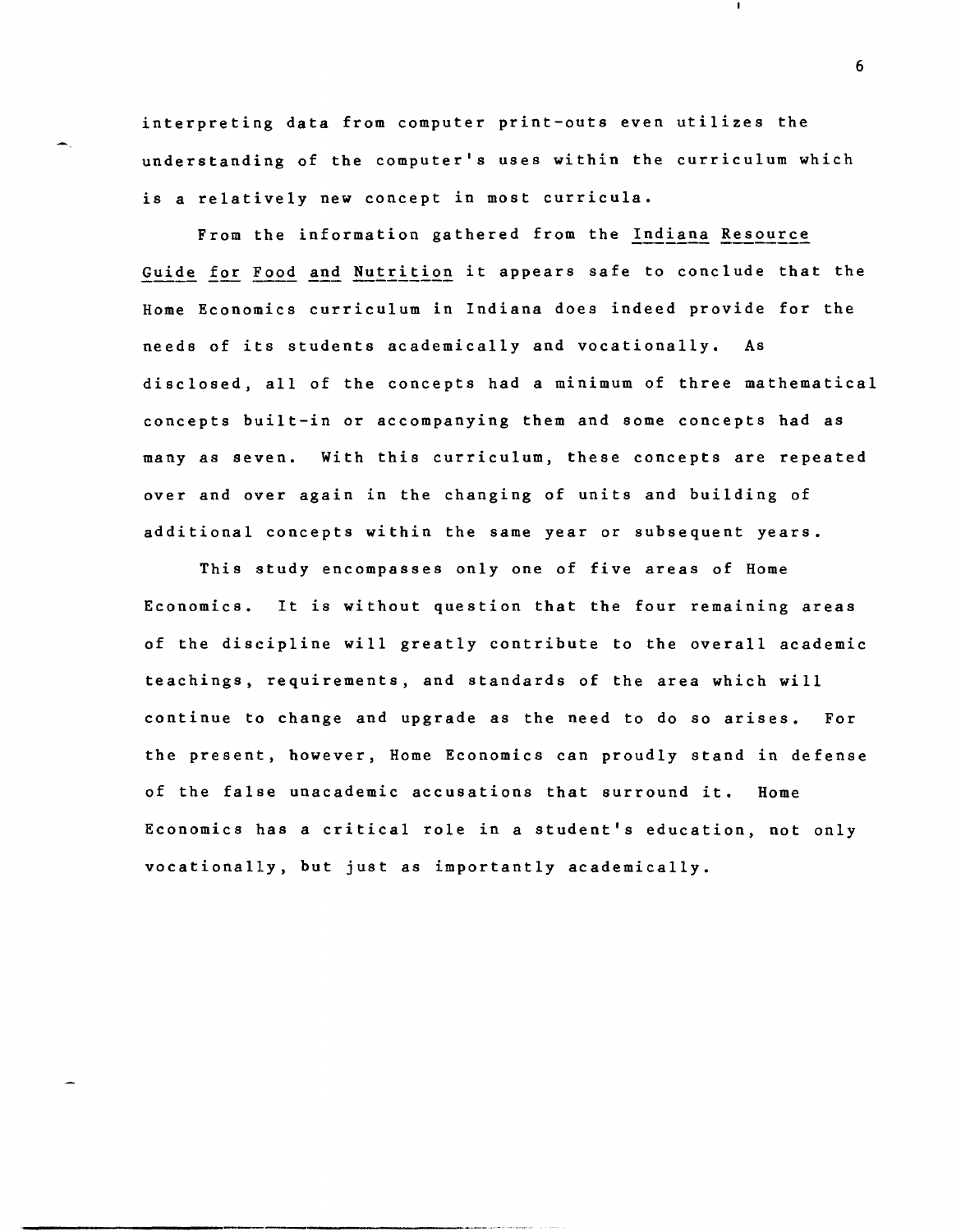interpreting data from computer print-outs even utilizes the understanding of the computer's uses within the curriculum which is a relatively new concept in most curricula.

From the information gathered from the <u>Indiana Resource Guide for Food and Nutrition</u> it appears safe to conclude that the Home Economics curriculum in Indiana does indeed provide for the needs of its students academically and vocationally. As disclosed, all of the concepts had a minimum of three mathematical concepts built-in or accompanying them and some concepts had as many as seven. With this curriculum, these concepts are repeated over and over again in the changing of units and building of additional concepts within the same year or subsequent years.

This study encompasses only one of five areas of Home Economics. It is without question that the four remaining areas of the discipline will greatly contribute to the overall academic teachings, requirements, and standards of the area which will continue to change and upgrade as the need to do so arises. For the present, however, Home Economics can proudly stand in defense of the false unacademic accusations that surround it. Home Economics has a critical role in a student's education, not only vocationally, but just as importantly academically.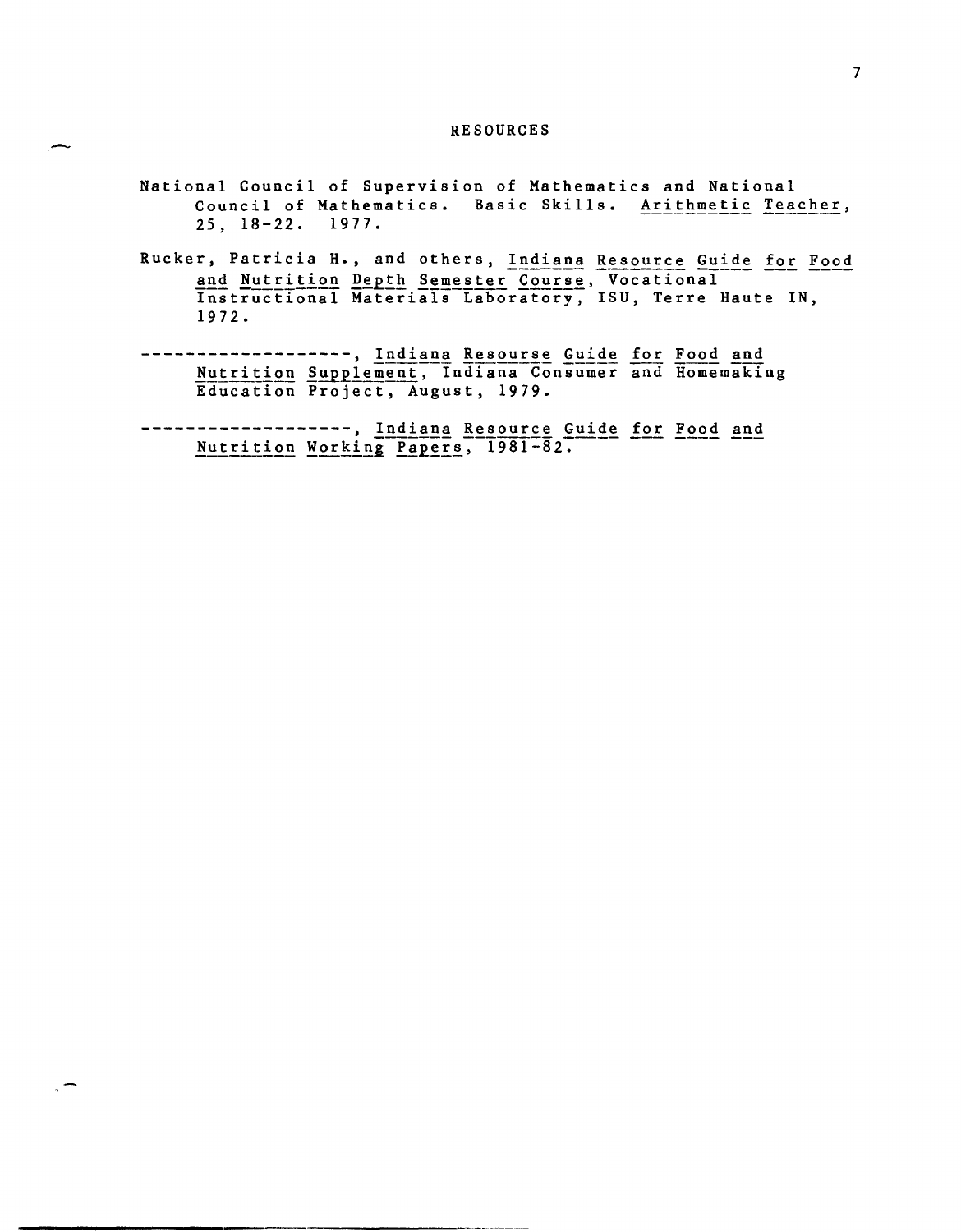## RESOURCES

National Council of Supervision of Mathematics and National Council of Mathematics. Basic Skills. *Arithmetic Teacher*, 25, 18-22. 1977.

Rucker, Patricia H., and others, *Indiana Resource Guide for Food and Nutrition Depth Semester Course*, Vocational Instructional Materials Laboratory, ISU, Terre Haute IN, 1972.

-------------------, *Indiana Resourse Guide for Food and Nutrition Supplement*, Indiana Consumer and Homemaking Education Project, August, 1979.

-------------------, *Indiana Resource Guide for Food and Nutrition Working Papers*, 1981-82.